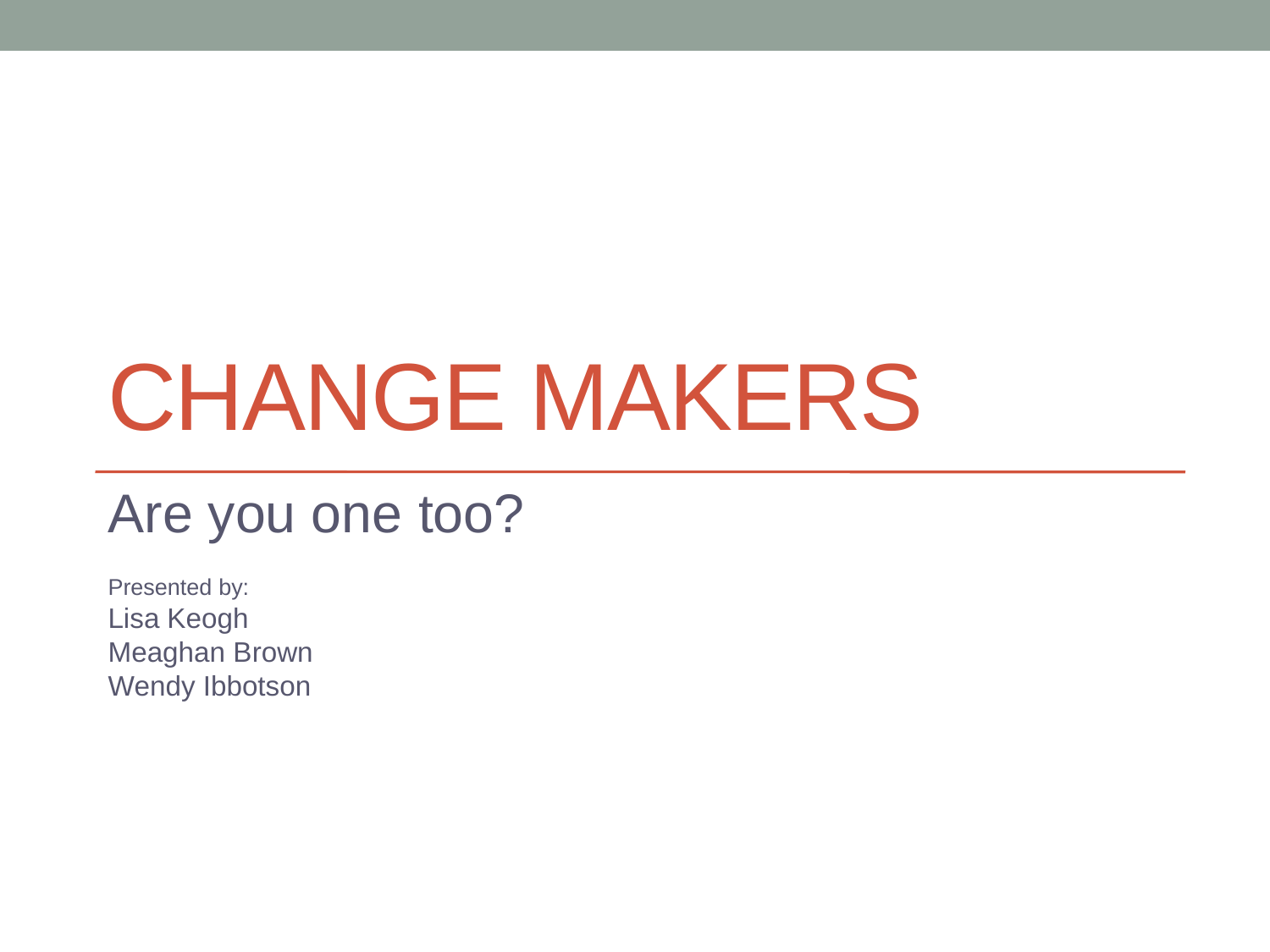# CHANGE MAKERS

## Are you one too?

Presented by:
Lisa Keogh
Meaghan Brown
Wendy Ibbotson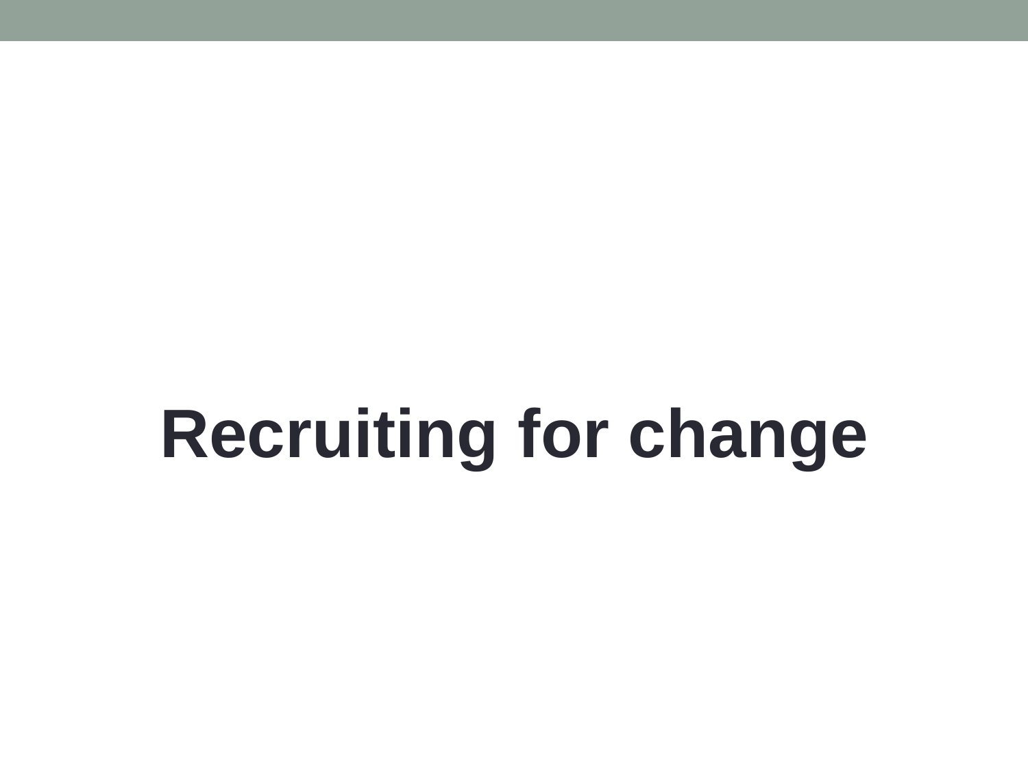# Recruiting for change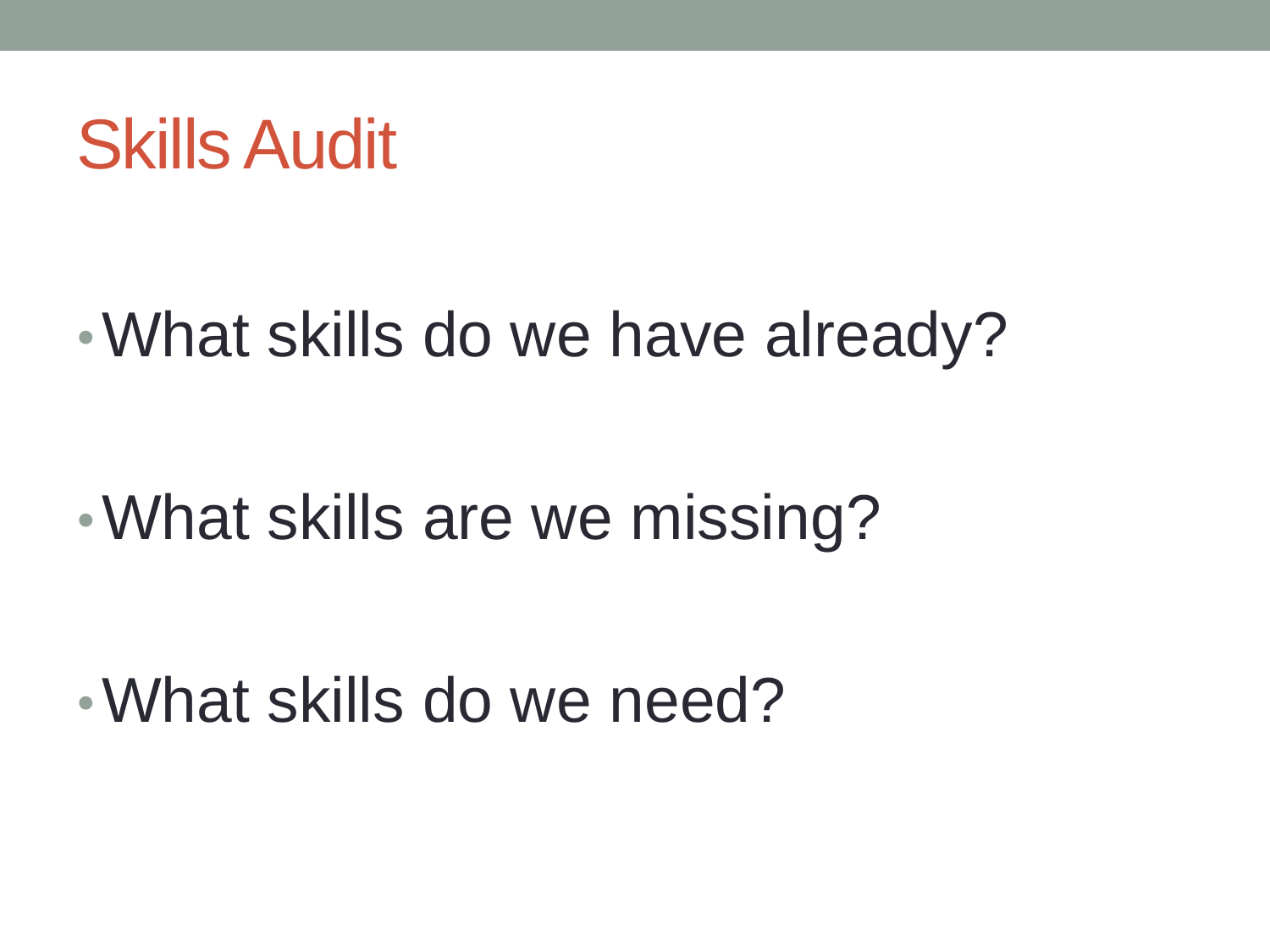# Skills Audit

- What skills do we have already?
- What skills are we missing?
- What skills do we need?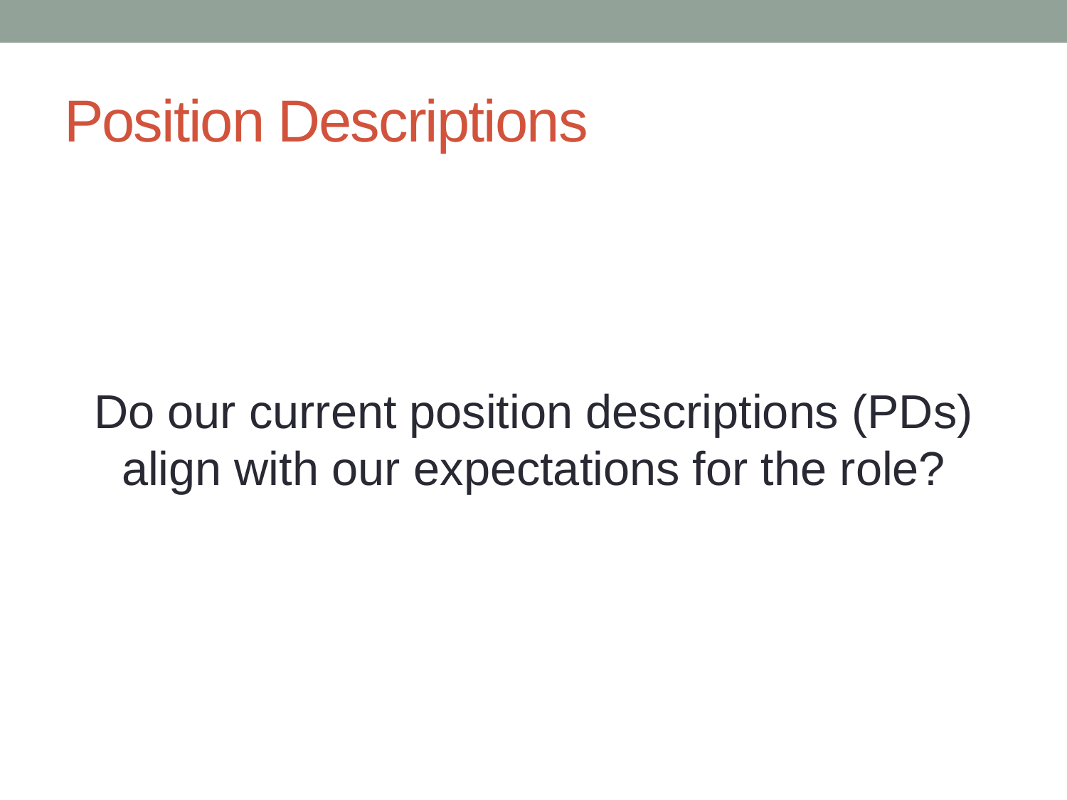# Position Descriptions

Do our current position descriptions (PDs) align with our expectations for the role?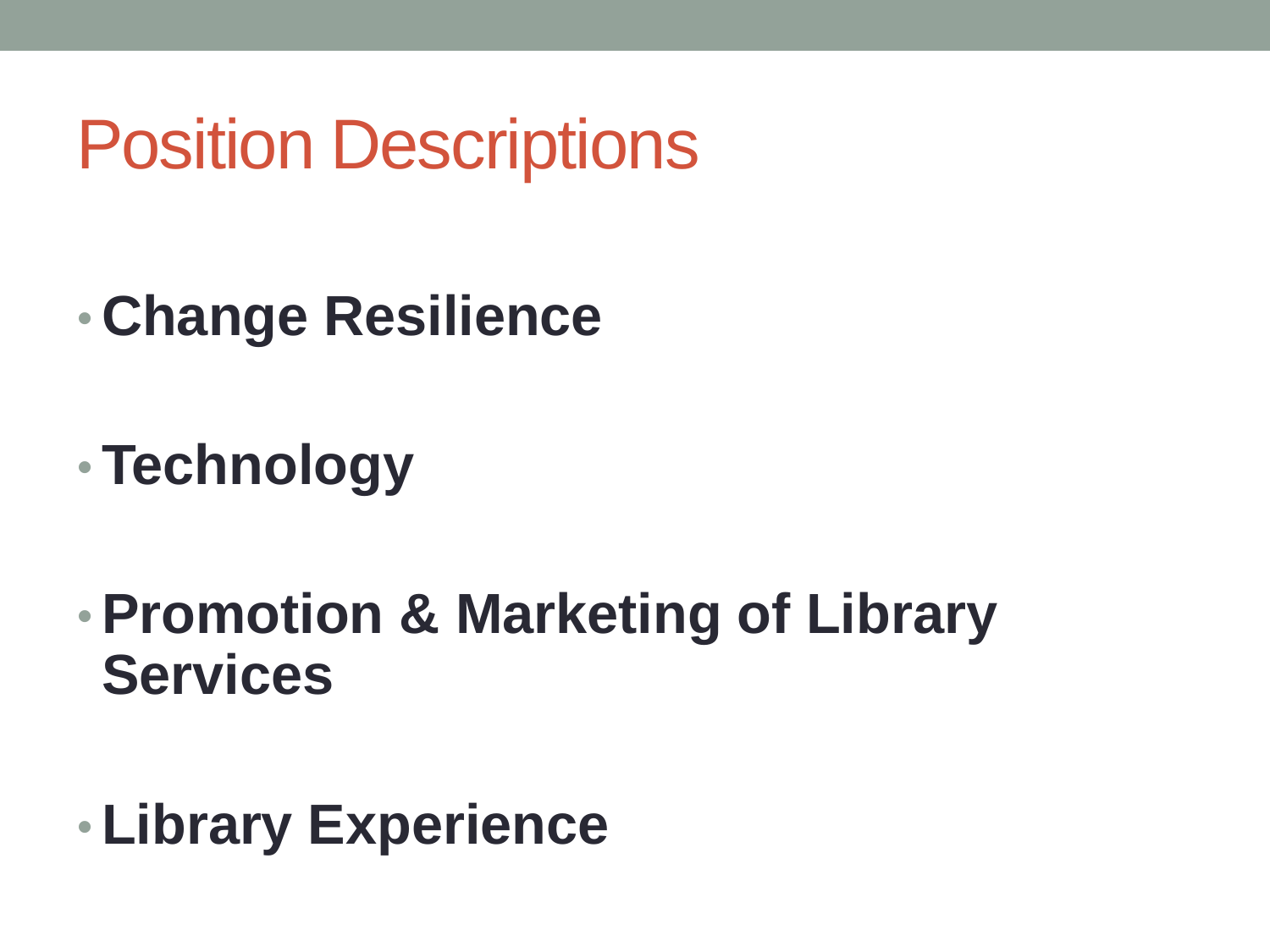# Position Descriptions

- **Change Resilience**
- **Technology**
- **Promotion & Marketing of Library Services**
- **Library Experience**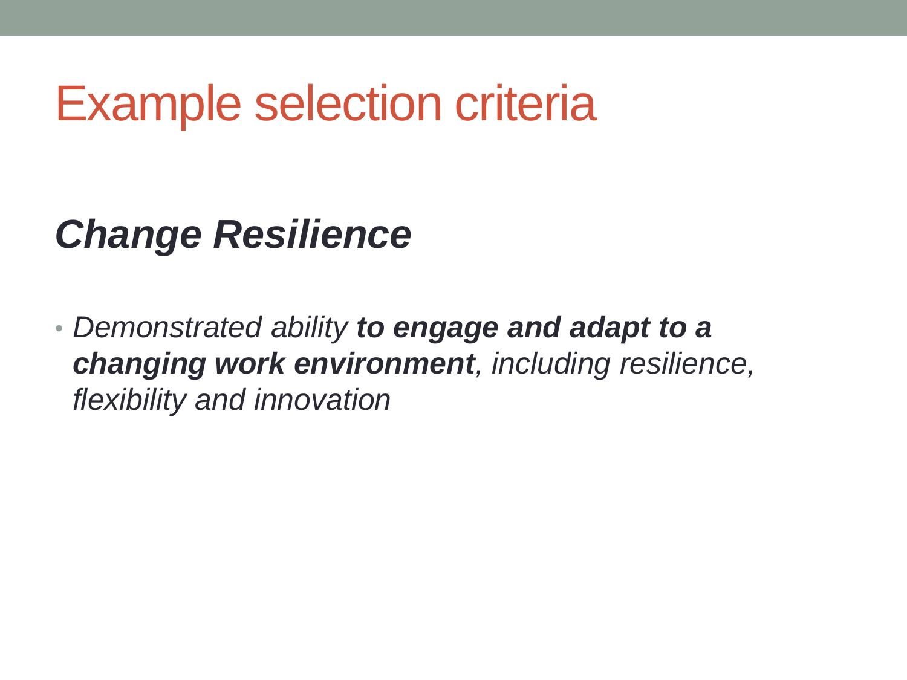# Example selection criteria

## ***Change Resilience***

- *Demonstrated ability* ***to engage and adapt to a changing work environment****, including resilience, flexibility and innovation*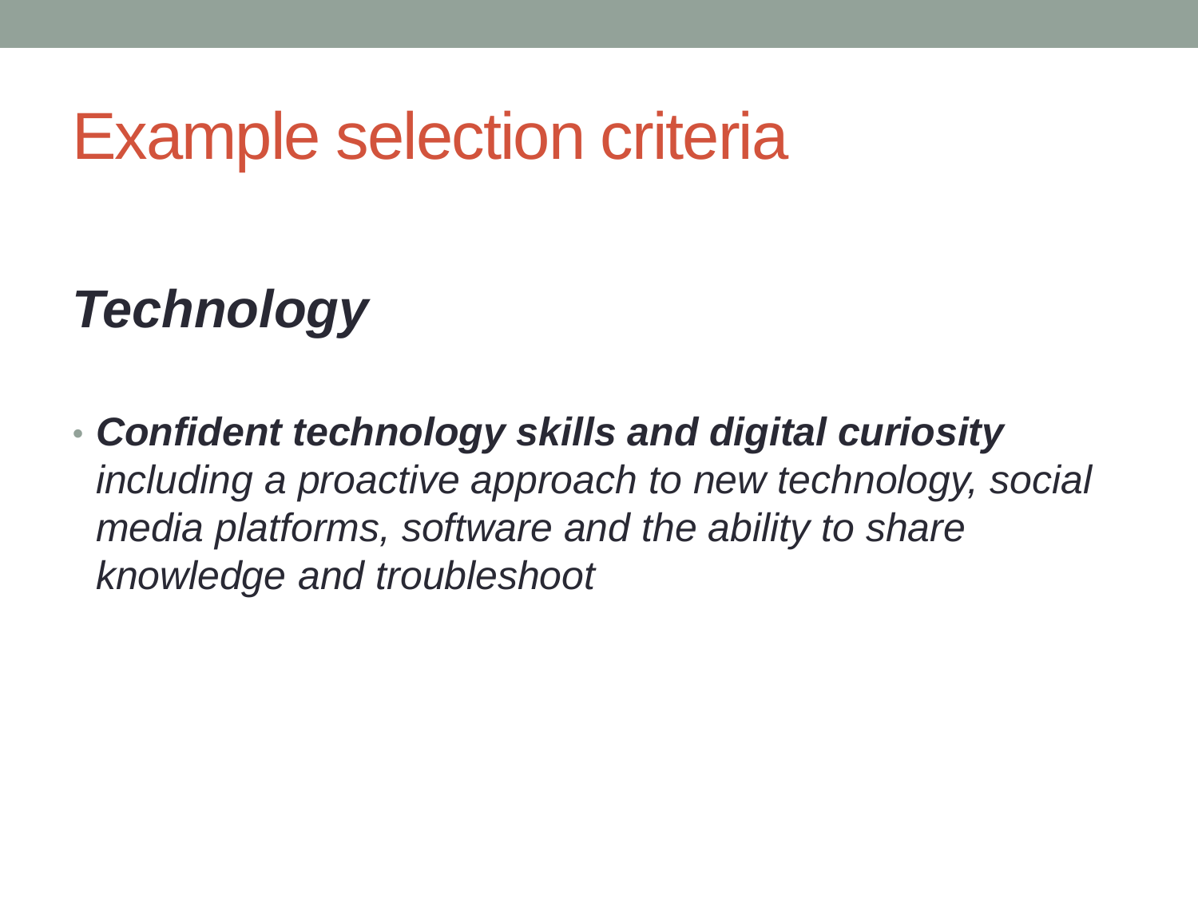# Example selection criteria

## *Technology*

- ***Confident technology skills and digital curiosity*** *including a proactive approach to new technology, social media platforms, software and the ability to share knowledge and troubleshoot*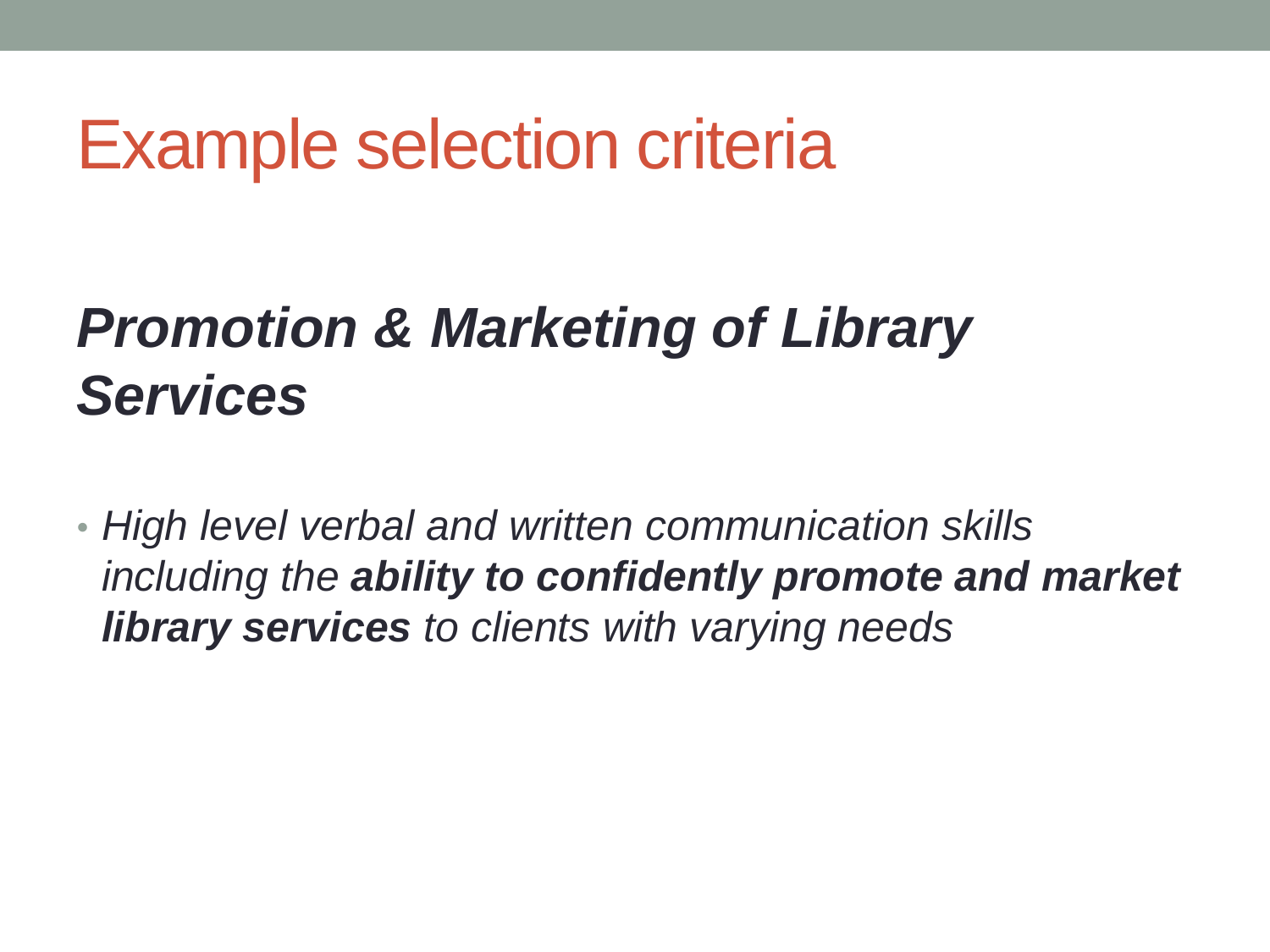# Example selection criteria

## ***Promotion & Marketing of Library Services***

- *High level verbal and written communication skills including the* ***ability to confidently promote and market library services*** *to clients with varying needs*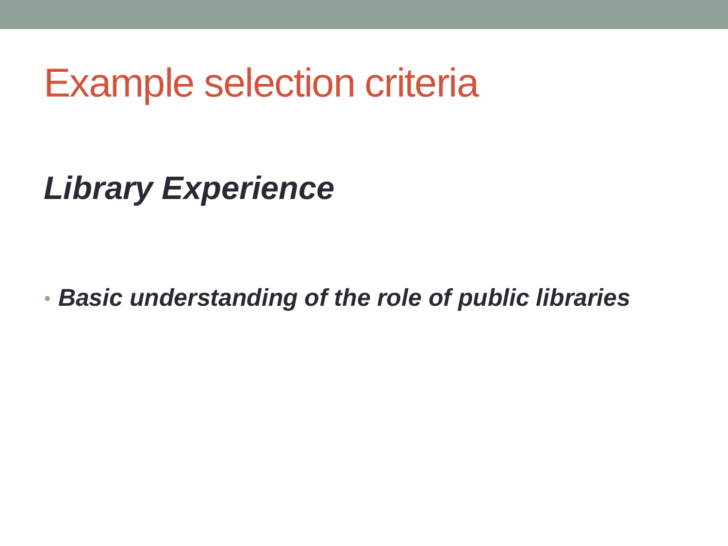# Example selection criteria

***Library Experience***

- ***Basic understanding of the role of public libraries***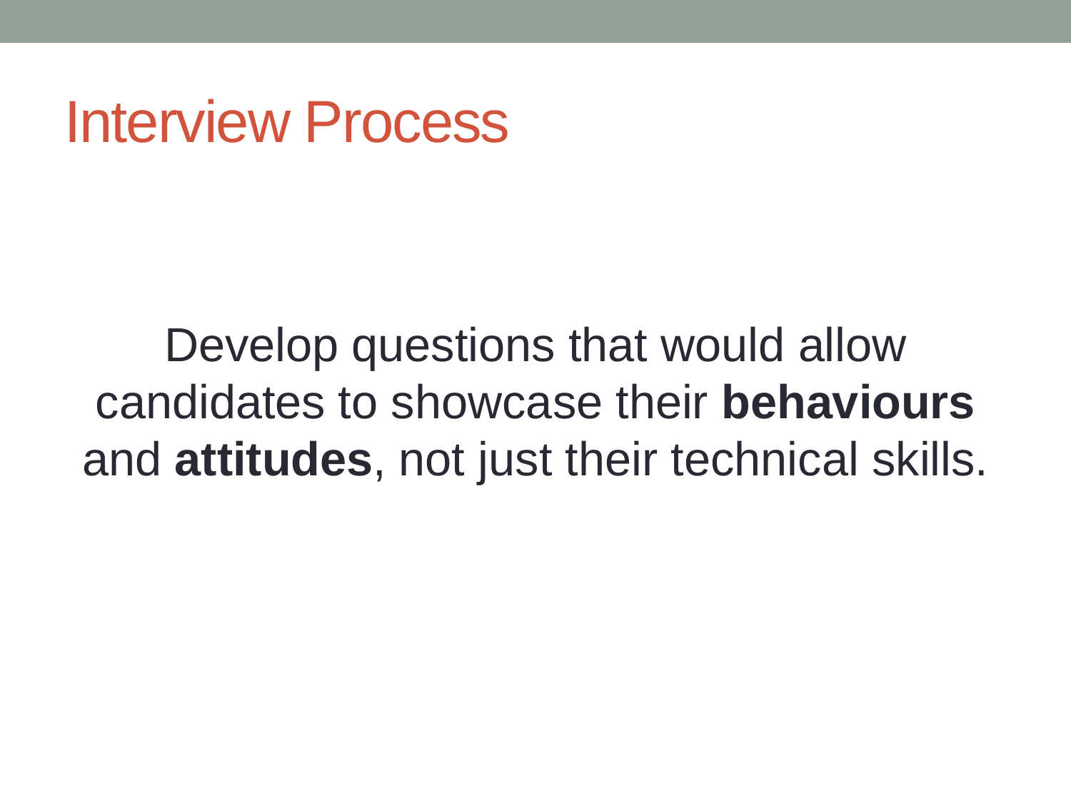# Interview Process

Develop questions that would allow candidates to showcase their **behaviours** and **attitudes**, not just their technical skills.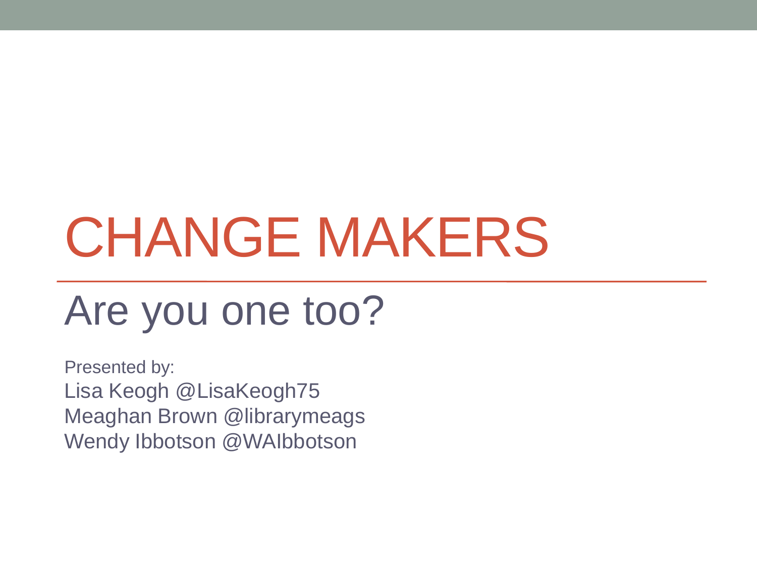# CHANGE MAKERS

## Are you one too?

Presented by:
Lisa Keogh @LisaKeogh75
Meaghan Brown @librarymeags
Wendy Ibbotson @WAIbbotson